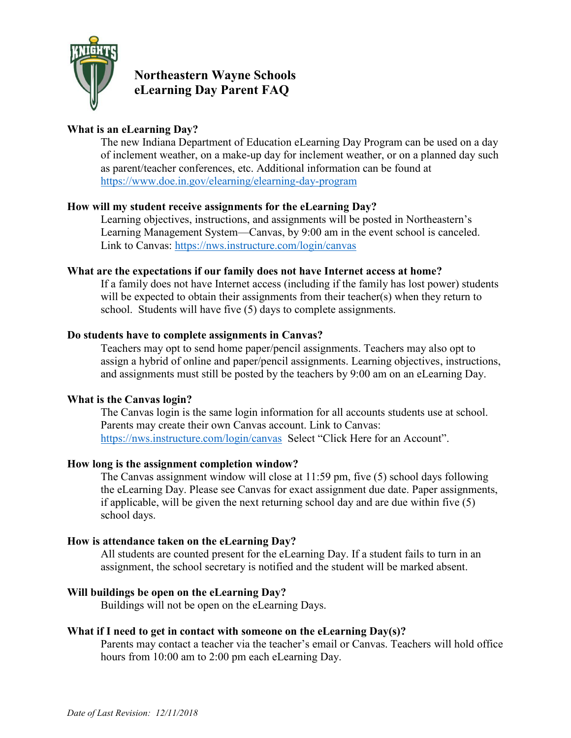# Northeastern Wayne Schools
# eLearning Day Parent FAQ

**What is an eLearning Day?**

The new Indiana Department of Education eLearning Day Program can be used on a day of inclement weather, on a make-up day for inclement weather, or on a planned day such as parent/teacher conferences, etc. Additional information can be found at https://www.doe.in.gov/elearning/elearning-day-program

**How will my student receive assignments for the eLearning Day?**

Learning objectives, instructions, and assignments will be posted in Northeastern's Learning Management System—Canvas, by 9:00 am in the event school is canceled. Link to Canvas: https://nws.instructure.com/login/canvas

**What are the expectations if our family does not have Internet access at home?**

If a family does not have Internet access (including if the family has lost power) students will be expected to obtain their assignments from their teacher(s) when they return to school. Students will have five (5) days to complete assignments.

**Do students have to complete assignments in Canvas?**

Teachers may opt to send home paper/pencil assignments. Teachers may also opt to assign a hybrid of online and paper/pencil assignments. Learning objectives, instructions, and assignments must still be posted by the teachers by 9:00 am on an eLearning Day.

**What is the Canvas login?**

The Canvas login is the same login information for all accounts students use at school. Parents may create their own Canvas account. Link to Canvas: https://nws.instructure.com/login/canvas Select "Click Here for an Account".

**How long is the assignment completion window?**

The Canvas assignment window will close at 11:59 pm, five (5) school days following the eLearning Day. Please see Canvas for exact assignment due date. Paper assignments, if applicable, will be given the next returning school day and are due within five (5) school days.

**How is attendance taken on the eLearning Day?**

All students are counted present for the eLearning Day. If a student fails to turn in an assignment, the school secretary is notified and the student will be marked absent.

**Will buildings be open on the eLearning Day?**

Buildings will not be open on the eLearning Days.

**What if I need to get in contact with someone on the eLearning Day(s)?**

Parents may contact a teacher via the teacher's email or Canvas. Teachers will hold office hours from 10:00 am to 2:00 pm each eLearning Day.

*Date of Last Revision: 12/11/2018*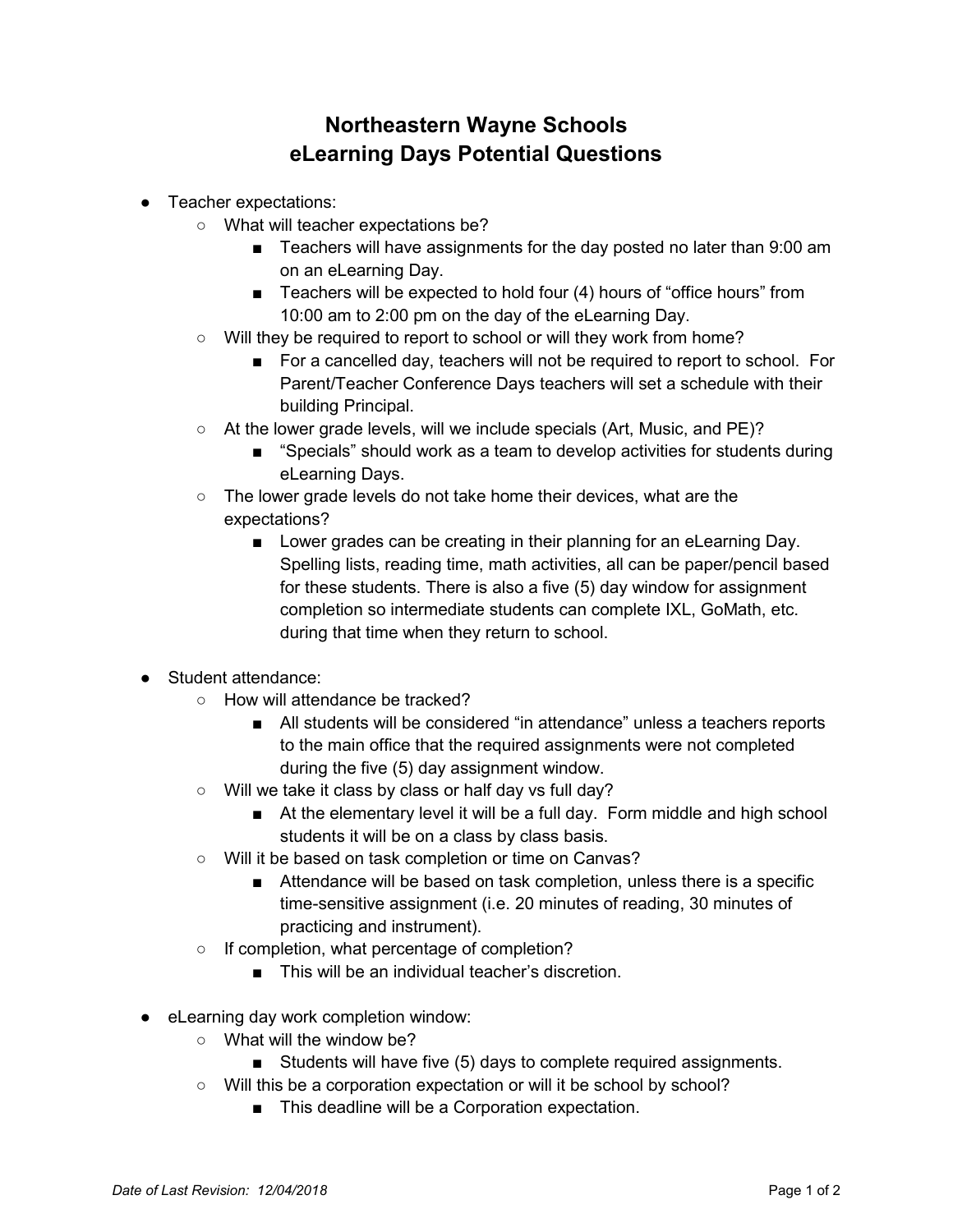# Northeastern Wayne Schools
# eLearning Days Potential Questions

- Teacher expectations:
  - What will teacher expectations be?
    - Teachers will have assignments for the day posted no later than 9:00 am on an eLearning Day.
    - Teachers will be expected to hold four (4) hours of "office hours" from 10:00 am to 2:00 pm on the day of the eLearning Day.
  - Will they be required to report to school or will they work from home?
    - For a cancelled day, teachers will not be required to report to school. For Parent/Teacher Conference Days teachers will set a schedule with their building Principal.
  - At the lower grade levels, will we include specials (Art, Music, and PE)?
    - "Specials" should work as a team to develop activities for students during eLearning Days.
  - The lower grade levels do not take home their devices, what are the expectations?
    - Lower grades can be creating in their planning for an eLearning Day. Spelling lists, reading time, math activities, all can be paper/pencil based for these students. There is also a five (5) day window for assignment completion so intermediate students can complete IXL, GoMath, etc. during that time when they return to school.

- Student attendance:
  - How will attendance be tracked?
    - All students will be considered "in attendance" unless a teachers reports to the main office that the required assignments were not completed during the five (5) day assignment window.
  - Will we take it class by class or half day vs full day?
    - At the elementary level it will be a full day. Form middle and high school students it will be on a class by class basis.
  - Will it be based on task completion or time on Canvas?
    - Attendance will be based on task completion, unless there is a specific time-sensitive assignment (i.e. 20 minutes of reading, 30 minutes of practicing and instrument).
  - If completion, what percentage of completion?
    - This will be an individual teacher's discretion.

- eLearning day work completion window:
  - What will the window be?
    - Students will have five (5) days to complete required assignments.
  - Will this be a corporation expectation or will it be school by school?
    - This deadline will be a Corporation expectation.

*Date of Last Revision: 12/04/2018*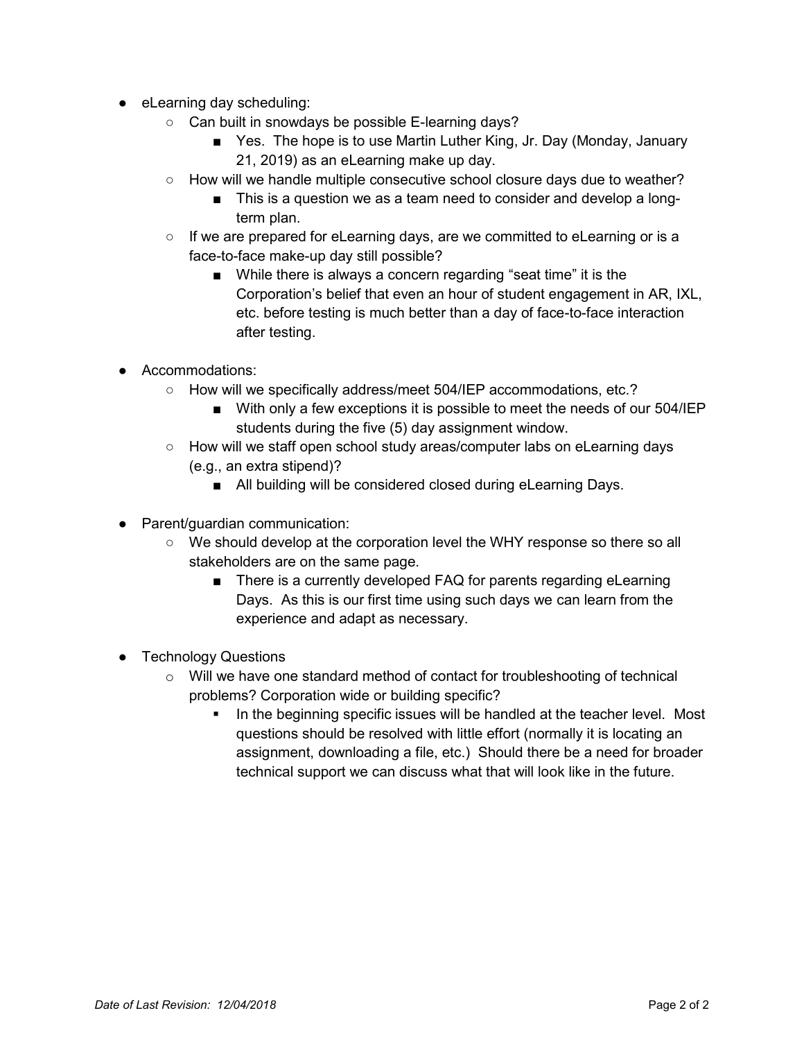- eLearning day scheduling:
  - Can built in snowdays be possible E-learning days?
    - Yes. The hope is to use Martin Luther King, Jr. Day (Monday, January 21, 2019) as an eLearning make up day.
  - How will we handle multiple consecutive school closure days due to weather?
    - This is a question we as a team need to consider and develop a long-term plan.
  - If we are prepared for eLearning days, are we committed to eLearning or is a face-to-face make-up day still possible?
    - While there is always a concern regarding "seat time" it is the Corporation's belief that even an hour of student engagement in AR, IXL, etc. before testing is much better than a day of face-to-face interaction after testing.

- Accommodations:
  - How will we specifically address/meet 504/IEP accommodations, etc.?
    - With only a few exceptions it is possible to meet the needs of our 504/IEP students during the five (5) day assignment window.
  - How will we staff open school study areas/computer labs on eLearning days (e.g., an extra stipend)?
    - All building will be considered closed during eLearning Days.

- Parent/guardian communication:
  - We should develop at the corporation level the WHY response so there so all stakeholders are on the same page.
    - There is a currently developed FAQ for parents regarding eLearning Days. As this is our first time using such days we can learn from the experience and adapt as necessary.

- Technology Questions
  - Will we have one standard method of contact for troubleshooting of technical problems? Corporation wide or building specific?
    - In the beginning specific issues will be handled at the teacher level. Most questions should be resolved with little effort (normally it is locating an assignment, downloading a file, etc.) Should there be a need for broader technical support we can discuss what that will look like in the future.

*Date of Last Revision: 12/04/2018*